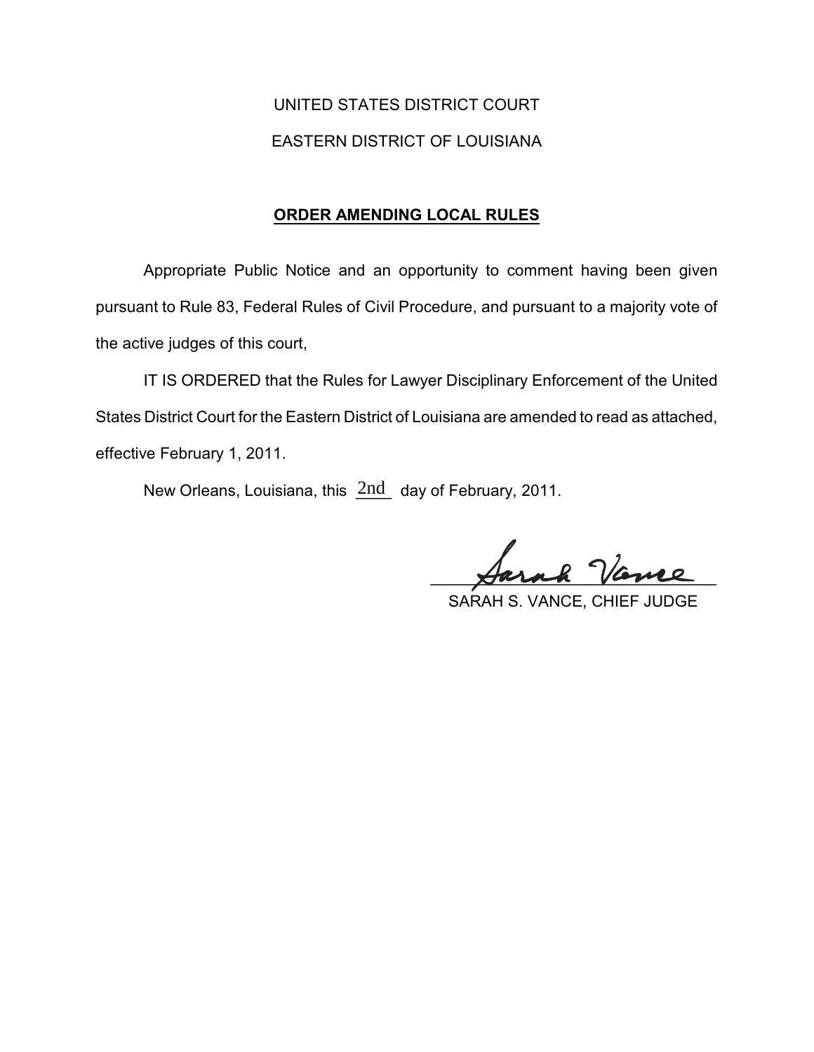UNITED STATES DISTRICT COURT

EASTERN DISTRICT OF LOUISIANA

**ORDER AMENDING LOCAL RULES**

Appropriate Public Notice and an opportunity to comment having been given pursuant to Rule 83, Federal Rules of Civil Procedure, and pursuant to a majority vote of the active judges of this court,

IT IS ORDERED that the Rules for Lawyer Disciplinary Enforcement of the United States District Court for the Eastern District of Louisiana are amended to read as attached, effective February 1, 2011.

New Orleans, Louisiana, this 2nd day of February, 2011.

Sarah Vance

SARAH S. VANCE, CHIEF JUDGE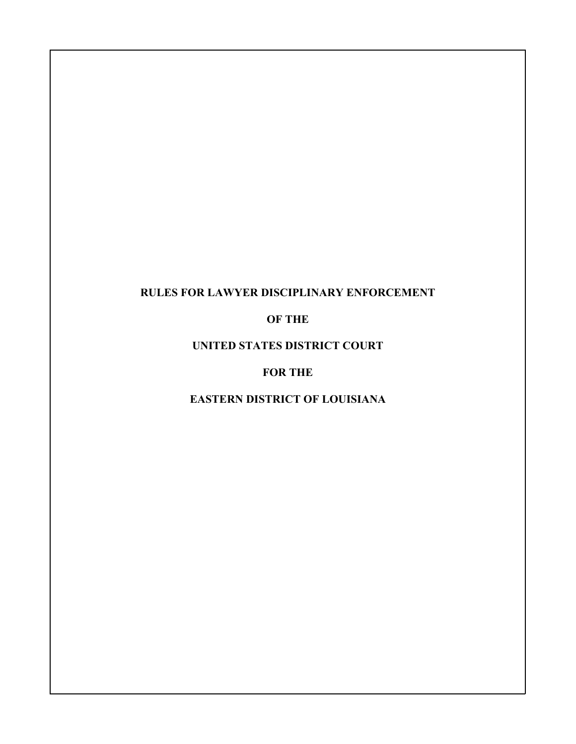# RULES FOR LAWYER DISCIPLINARY ENFORCEMENT

# OF THE

# UNITED STATES DISTRICT COURT

# FOR THE

# EASTERN DISTRICT OF LOUISIANA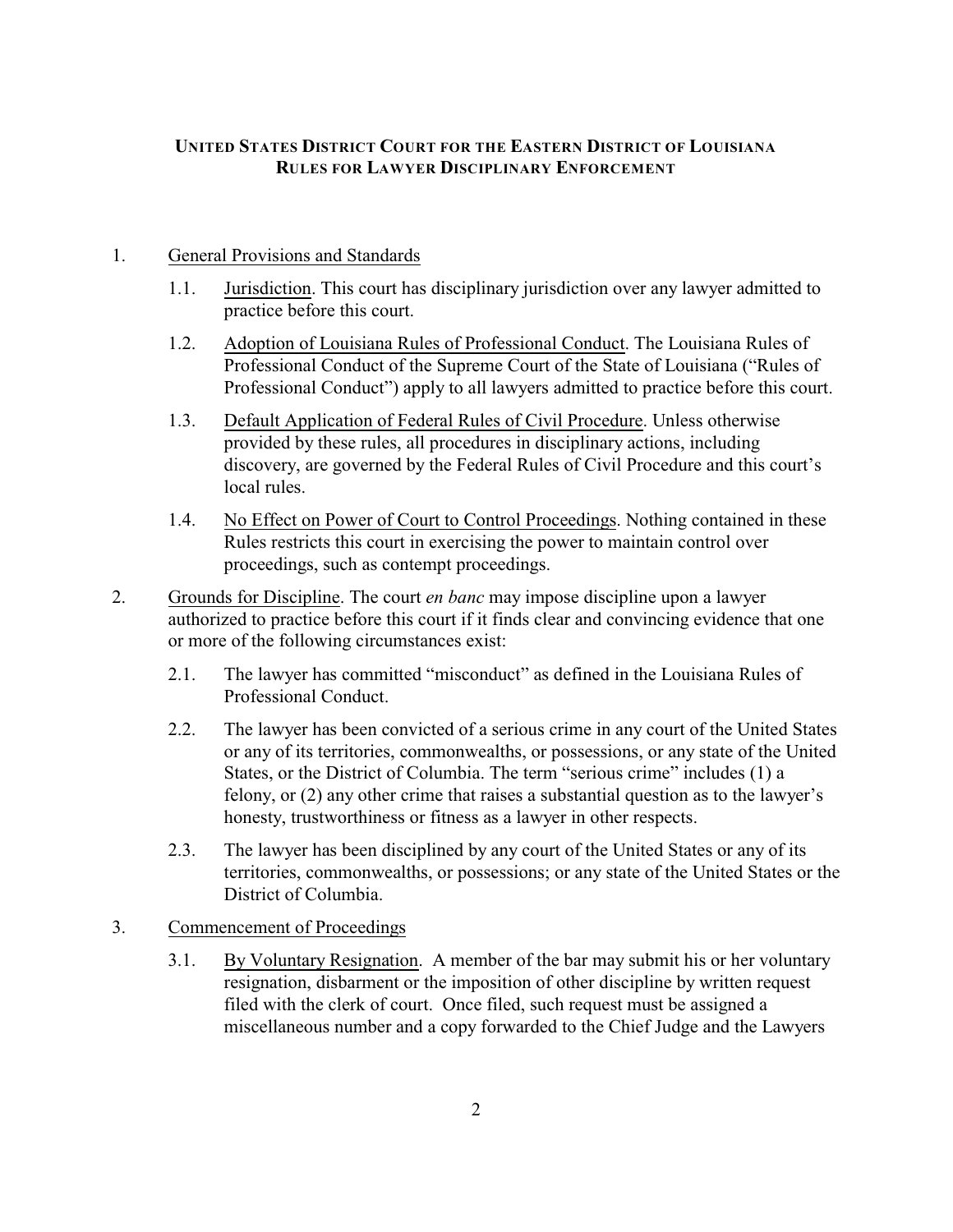**UNITED STATES DISTRICT COURT FOR THE EASTERN DISTRICT OF LOUISIANA**
**RULES FOR LAWYER DISCIPLINARY ENFORCEMENT**

1. General Provisions and Standards

    1.1. Jurisdiction. This court has disciplinary jurisdiction over any lawyer admitted to practice before this court.

    1.2. Adoption of Louisiana Rules of Professional Conduct. The Louisiana Rules of Professional Conduct of the Supreme Court of the State of Louisiana ("Rules of Professional Conduct") apply to all lawyers admitted to practice before this court.

    1.3. Default Application of Federal Rules of Civil Procedure. Unless otherwise provided by these rules, all procedures in disciplinary actions, including discovery, are governed by the Federal Rules of Civil Procedure and this court's local rules.

    1.4. No Effect on Power of Court to Control Proceedings. Nothing contained in these Rules restricts this court in exercising the power to maintain control over proceedings, such as contempt proceedings.

2. Grounds for Discipline. The court *en banc* may impose discipline upon a lawyer authorized to practice before this court if it finds clear and convincing evidence that one or more of the following circumstances exist:

    2.1. The lawyer has committed "misconduct" as defined in the Louisiana Rules of Professional Conduct.

    2.2. The lawyer has been convicted of a serious crime in any court of the United States or any of its territories, commonwealths, or possessions, or any state of the United States, or the District of Columbia. The term "serious crime" includes (1) a felony, or (2) any other crime that raises a substantial question as to the lawyer's honesty, trustworthiness or fitness as a lawyer in other respects.

    2.3. The lawyer has been disciplined by any court of the United States or any of its territories, commonwealths, or possessions; or any state of the United States or the District of Columbia.

3. Commencement of Proceedings

    3.1. By Voluntary Resignation. A member of the bar may submit his or her voluntary resignation, disbarment or the imposition of other discipline by written request filed with the clerk of court. Once filed, such request must be assigned a miscellaneous number and a copy forwarded to the Chief Judge and the Lawyers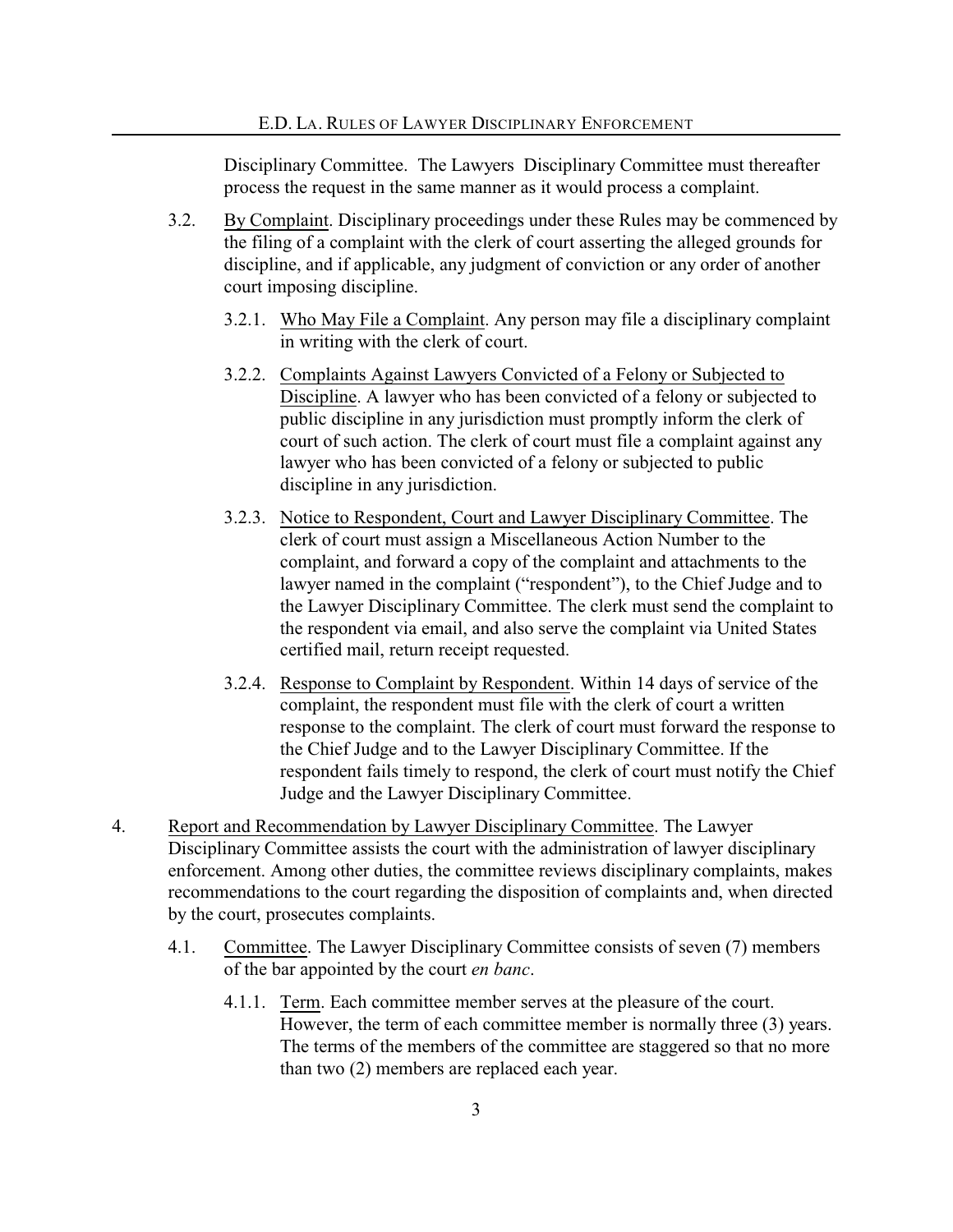Disciplinary Committee. The Lawyers Disciplinary Committee must thereafter process the request in the same manner as it would process a complaint.

3.2. By Complaint. Disciplinary proceedings under these Rules may be commenced by the filing of a complaint with the clerk of court asserting the alleged grounds for discipline, and if applicable, any judgment of conviction or any order of another court imposing discipline.

3.2.1. Who May File a Complaint. Any person may file a disciplinary complaint in writing with the clerk of court.

3.2.2. Complaints Against Lawyers Convicted of a Felony or Subjected to Discipline. A lawyer who has been convicted of a felony or subjected to public discipline in any jurisdiction must promptly inform the clerk of court of such action. The clerk of court must file a complaint against any lawyer who has been convicted of a felony or subjected to public discipline in any jurisdiction.

3.2.3. Notice to Respondent, Court and Lawyer Disciplinary Committee. The clerk of court must assign a Miscellaneous Action Number to the complaint, and forward a copy of the complaint and attachments to the lawyer named in the complaint ("respondent"), to the Chief Judge and to the Lawyer Disciplinary Committee. The clerk must send the complaint to the respondent via email, and also serve the complaint via United States certified mail, return receipt requested.

3.2.4. Response to Complaint by Respondent. Within 14 days of service of the complaint, the respondent must file with the clerk of court a written response to the complaint. The clerk of court must forward the response to the Chief Judge and to the Lawyer Disciplinary Committee. If the respondent fails timely to respond, the clerk of court must notify the Chief Judge and the Lawyer Disciplinary Committee.

4. Report and Recommendation by Lawyer Disciplinary Committee. The Lawyer Disciplinary Committee assists the court with the administration of lawyer disciplinary enforcement. Among other duties, the committee reviews disciplinary complaints, makes recommendations to the court regarding the disposition of complaints and, when directed by the court, prosecutes complaints.

4.1. Committee. The Lawyer Disciplinary Committee consists of seven (7) members of the bar appointed by the court *en banc*.

4.1.1. Term. Each committee member serves at the pleasure of the court. However, the term of each committee member is normally three (3) years. The terms of the members of the committee are staggered so that no more than two (2) members are replaced each year.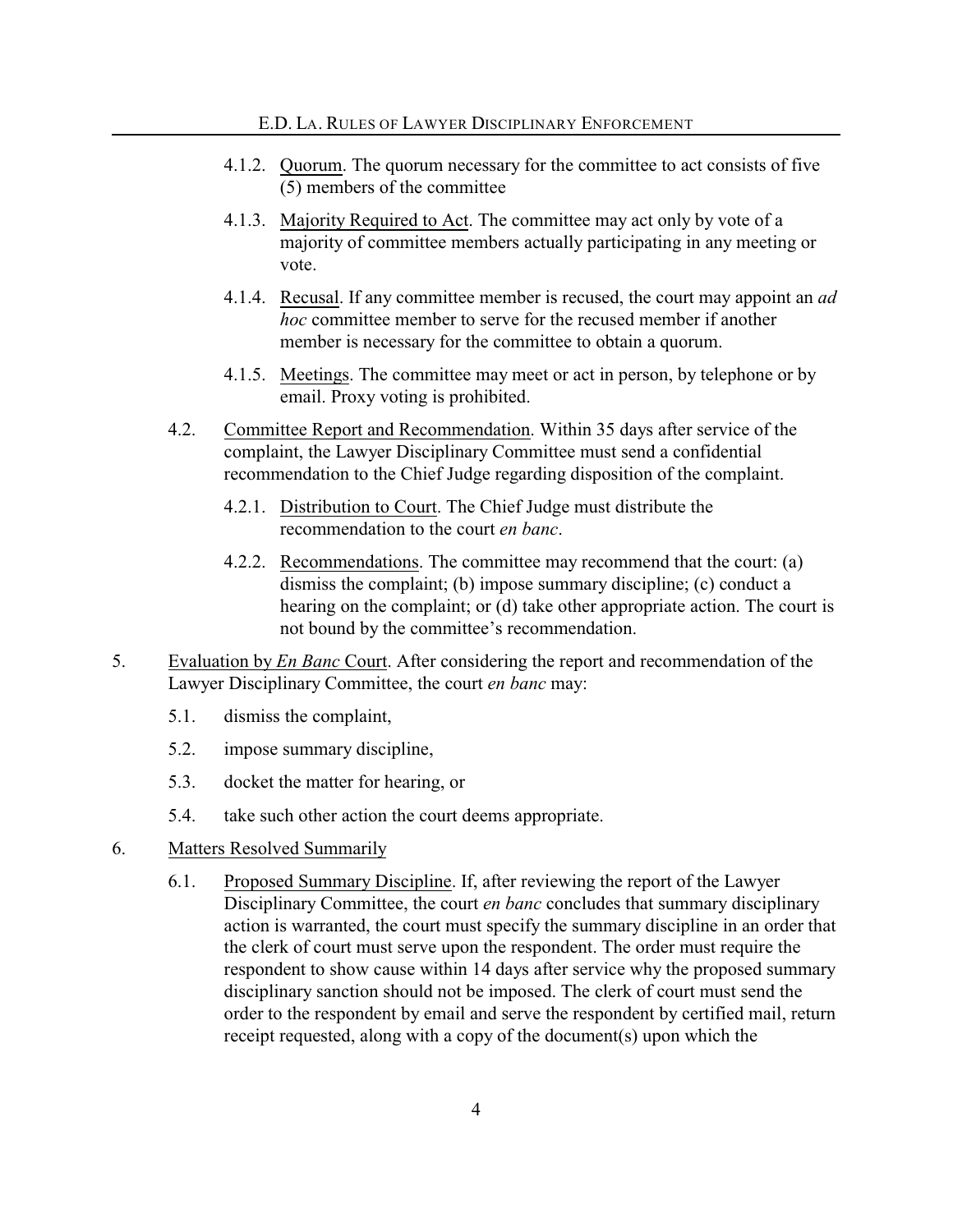4.1.2. Quorum. The quorum necessary for the committee to act consists of five (5) members of the committee

4.1.3. Majority Required to Act. The committee may act only by vote of a majority of committee members actually participating in any meeting or vote.

4.1.4. Recusal. If any committee member is recused, the court may appoint an *ad hoc* committee member to serve for the recused member if another member is necessary for the committee to obtain a quorum.

4.1.5. Meetings. The committee may meet or act in person, by telephone or by email. Proxy voting is prohibited.

4.2. Committee Report and Recommendation. Within 35 days after service of the complaint, the Lawyer Disciplinary Committee must send a confidential recommendation to the Chief Judge regarding disposition of the complaint.

4.2.1. Distribution to Court. The Chief Judge must distribute the recommendation to the court *en banc*.

4.2.2. Recommendations. The committee may recommend that the court: (a) dismiss the complaint; (b) impose summary discipline; (c) conduct a hearing on the complaint; or (d) take other appropriate action. The court is not bound by the committee's recommendation.

5. Evaluation by *En Banc* Court. After considering the report and recommendation of the Lawyer Disciplinary Committee, the court *en banc* may:

5.1. dismiss the complaint,

5.2. impose summary discipline,

5.3. docket the matter for hearing, or

5.4. take such other action the court deems appropriate.

6. Matters Resolved Summarily

6.1. Proposed Summary Discipline. If, after reviewing the report of the Lawyer Disciplinary Committee, the court *en banc* concludes that summary disciplinary action is warranted, the court must specify the summary discipline in an order that the clerk of court must serve upon the respondent. The order must require the respondent to show cause within 14 days after service why the proposed summary disciplinary sanction should not be imposed. The clerk of court must send the order to the respondent by email and serve the respondent by certified mail, return receipt requested, along with a copy of the document(s) upon which the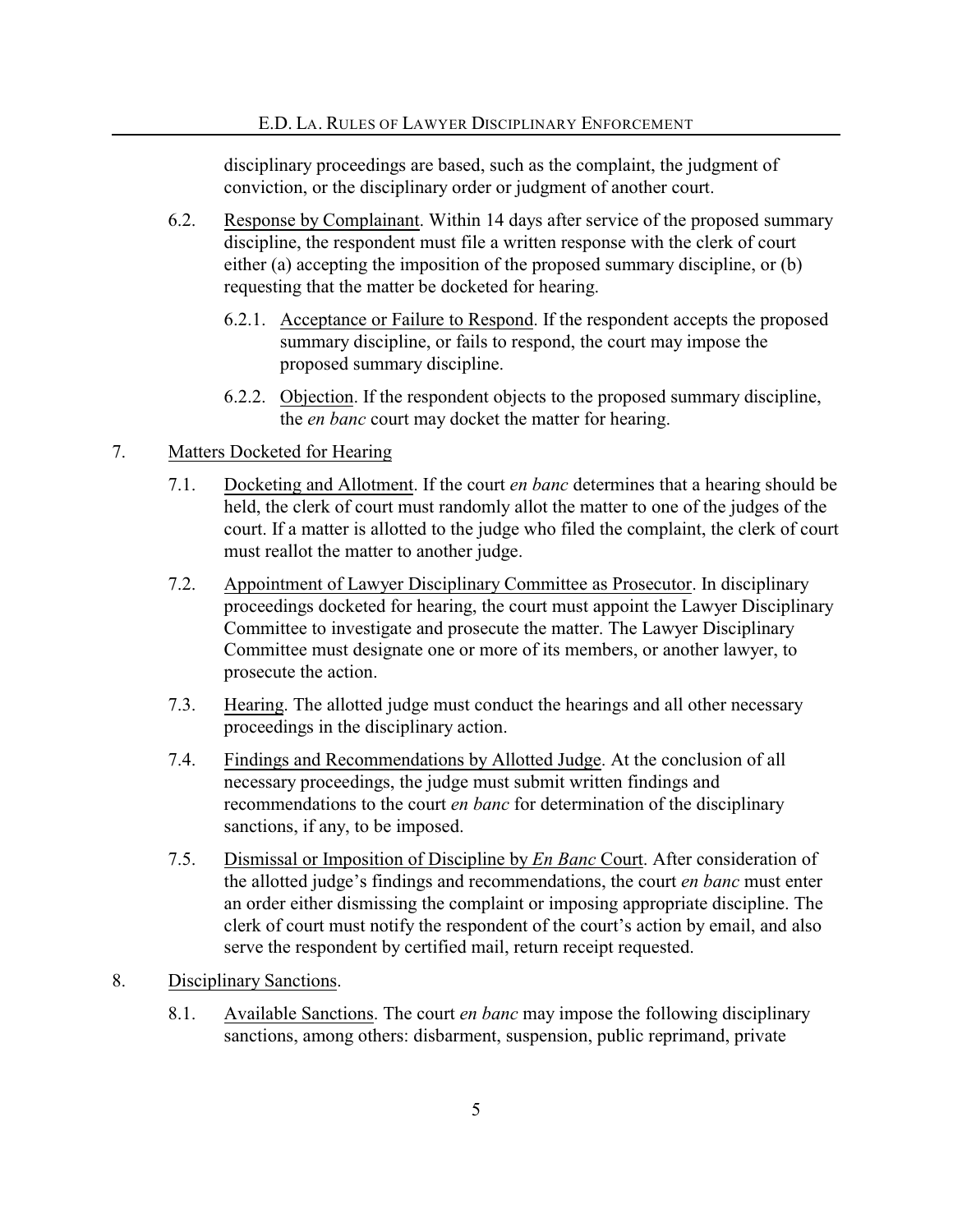disciplinary proceedings are based, such as the complaint, the judgment of conviction, or the disciplinary order or judgment of another court.

6.2. Response by Complainant. Within 14 days after service of the proposed summary discipline, the respondent must file a written response with the clerk of court either (a) accepting the imposition of the proposed summary discipline, or (b) requesting that the matter be docketed for hearing.

6.2.1. Acceptance or Failure to Respond. If the respondent accepts the proposed summary discipline, or fails to respond, the court may impose the proposed summary discipline.

6.2.2. Objection. If the respondent objects to the proposed summary discipline, the *en banc* court may docket the matter for hearing.

7. Matters Docketed for Hearing

7.1. Docketing and Allotment. If the court *en banc* determines that a hearing should be held, the clerk of court must randomly allot the matter to one of the judges of the court. If a matter is allotted to the judge who filed the complaint, the clerk of court must reallot the matter to another judge.

7.2. Appointment of Lawyer Disciplinary Committee as Prosecutor. In disciplinary proceedings docketed for hearing, the court must appoint the Lawyer Disciplinary Committee to investigate and prosecute the matter. The Lawyer Disciplinary Committee must designate one or more of its members, or another lawyer, to prosecute the action.

7.3. Hearing. The allotted judge must conduct the hearings and all other necessary proceedings in the disciplinary action.

7.4. Findings and Recommendations by Allotted Judge. At the conclusion of all necessary proceedings, the judge must submit written findings and recommendations to the court *en banc* for determination of the disciplinary sanctions, if any, to be imposed.

7.5. Dismissal or Imposition of Discipline by *En Banc* Court. After consideration of the allotted judge's findings and recommendations, the court *en banc* must enter an order either dismissing the complaint or imposing appropriate discipline. The clerk of court must notify the respondent of the court's action by email, and also serve the respondent by certified mail, return receipt requested.

8. Disciplinary Sanctions.

8.1. Available Sanctions. The court *en banc* may impose the following disciplinary sanctions, among others: disbarment, suspension, public reprimand, private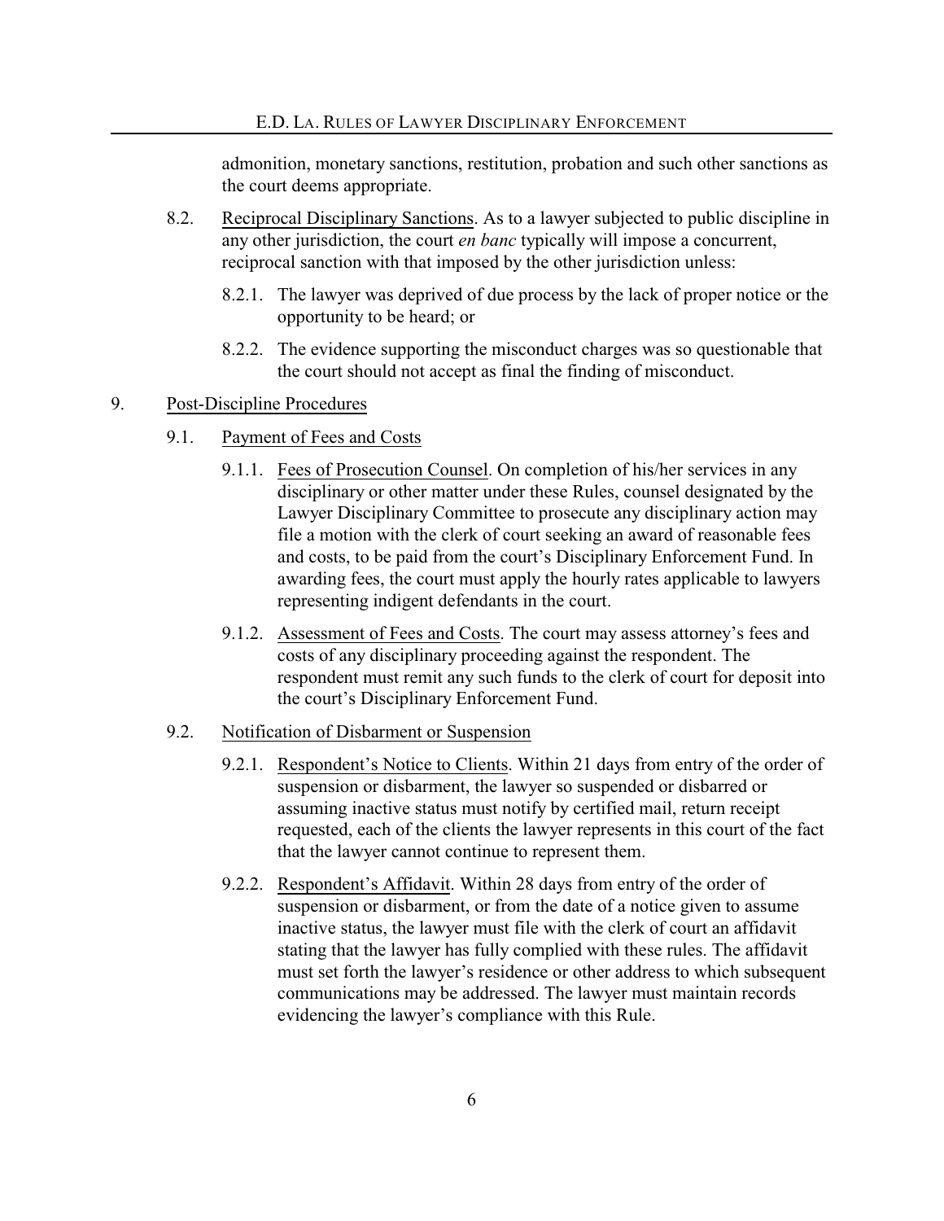admonition, monetary sanctions, restitution, probation and such other sanctions as the court deems appropriate.

8.2. Reciprocal Disciplinary Sanctions. As to a lawyer subjected to public discipline in any other jurisdiction, the court *en banc* typically will impose a concurrent, reciprocal sanction with that imposed by the other jurisdiction unless:

8.2.1. The lawyer was deprived of due process by the lack of proper notice or the opportunity to be heard; or

8.2.2. The evidence supporting the misconduct charges was so questionable that the court should not accept as final the finding of misconduct.

9. Post-Discipline Procedures

9.1. Payment of Fees and Costs

9.1.1. Fees of Prosecution Counsel. On completion of his/her services in any disciplinary or other matter under these Rules, counsel designated by the Lawyer Disciplinary Committee to prosecute any disciplinary action may file a motion with the clerk of court seeking an award of reasonable fees and costs, to be paid from the court's Disciplinary Enforcement Fund. In awarding fees, the court must apply the hourly rates applicable to lawyers representing indigent defendants in the court.

9.1.2. Assessment of Fees and Costs. The court may assess attorney's fees and costs of any disciplinary proceeding against the respondent. The respondent must remit any such funds to the clerk of court for deposit into the court's Disciplinary Enforcement Fund.

9.2. Notification of Disbarment or Suspension

9.2.1. Respondent's Notice to Clients. Within 21 days from entry of the order of suspension or disbarment, the lawyer so suspended or disbarred or assuming inactive status must notify by certified mail, return receipt requested, each of the clients the lawyer represents in this court of the fact that the lawyer cannot continue to represent them.

9.2.2. Respondent's Affidavit. Within 28 days from entry of the order of suspension or disbarment, or from the date of a notice given to assume inactive status, the lawyer must file with the clerk of court an affidavit stating that the lawyer has fully complied with these rules. The affidavit must set forth the lawyer's residence or other address to which subsequent communications may be addressed. The lawyer must maintain records evidencing the lawyer's compliance with this Rule.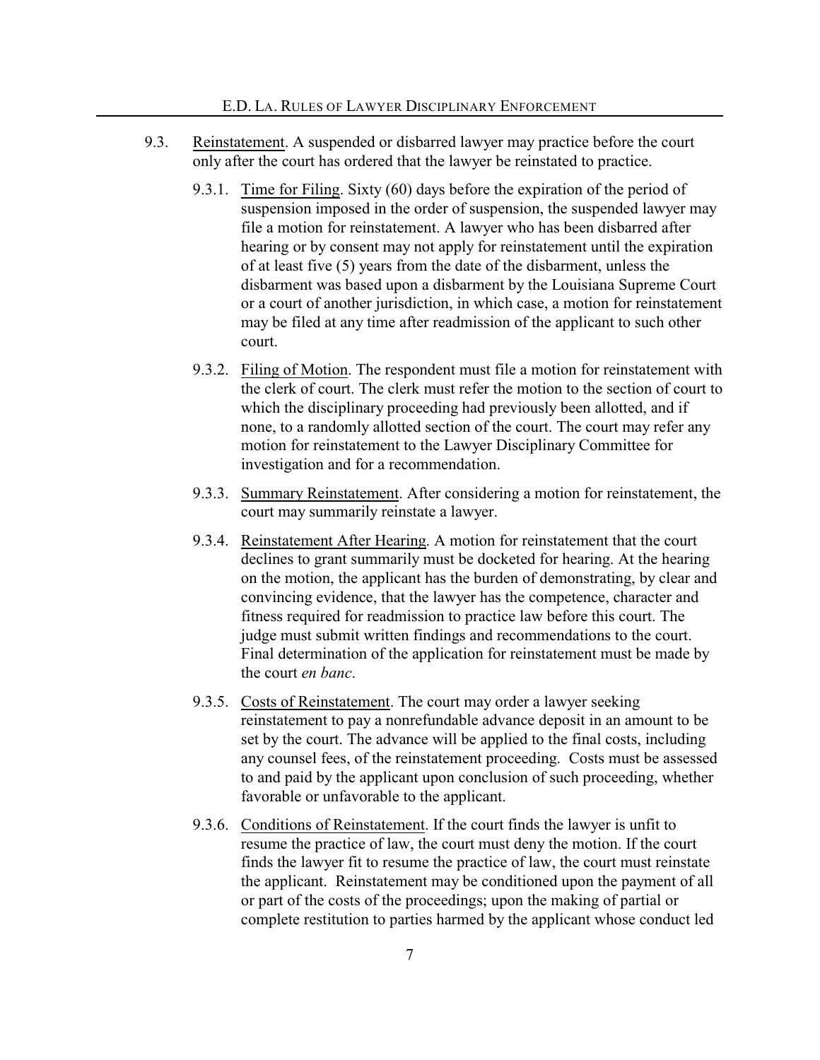9.3. Reinstatement. A suspended or disbarred lawyer may practice before the court only after the court has ordered that the lawyer be reinstated to practice.

9.3.1. Time for Filing. Sixty (60) days before the expiration of the period of suspension imposed in the order of suspension, the suspended lawyer may file a motion for reinstatement. A lawyer who has been disbarred after hearing or by consent may not apply for reinstatement until the expiration of at least five (5) years from the date of the disbarment, unless the disbarment was based upon a disbarment by the Louisiana Supreme Court or a court of another jurisdiction, in which case, a motion for reinstatement may be filed at any time after readmission of the applicant to such other court.

9.3.2. Filing of Motion. The respondent must file a motion for reinstatement with the clerk of court. The clerk must refer the motion to the section of court to which the disciplinary proceeding had previously been allotted, and if none, to a randomly allotted section of the court. The court may refer any motion for reinstatement to the Lawyer Disciplinary Committee for investigation and for a recommendation.

9.3.3. Summary Reinstatement. After considering a motion for reinstatement, the court may summarily reinstate a lawyer.

9.3.4. Reinstatement After Hearing. A motion for reinstatement that the court declines to grant summarily must be docketed for hearing. At the hearing on the motion, the applicant has the burden of demonstrating, by clear and convincing evidence, that the lawyer has the competence, character and fitness required for readmission to practice law before this court. The judge must submit written findings and recommendations to the court. Final determination of the application for reinstatement must be made by the court *en banc*.

9.3.5. Costs of Reinstatement. The court may order a lawyer seeking reinstatement to pay a nonrefundable advance deposit in an amount to be set by the court. The advance will be applied to the final costs, including any counsel fees, of the reinstatement proceeding. Costs must be assessed to and paid by the applicant upon conclusion of such proceeding, whether favorable or unfavorable to the applicant.

9.3.6. Conditions of Reinstatement. If the court finds the lawyer is unfit to resume the practice of law, the court must deny the motion. If the court finds the lawyer fit to resume the practice of law, the court must reinstate the applicant. Reinstatement may be conditioned upon the payment of all or part of the costs of the proceedings; upon the making of partial or complete restitution to parties harmed by the applicant whose conduct led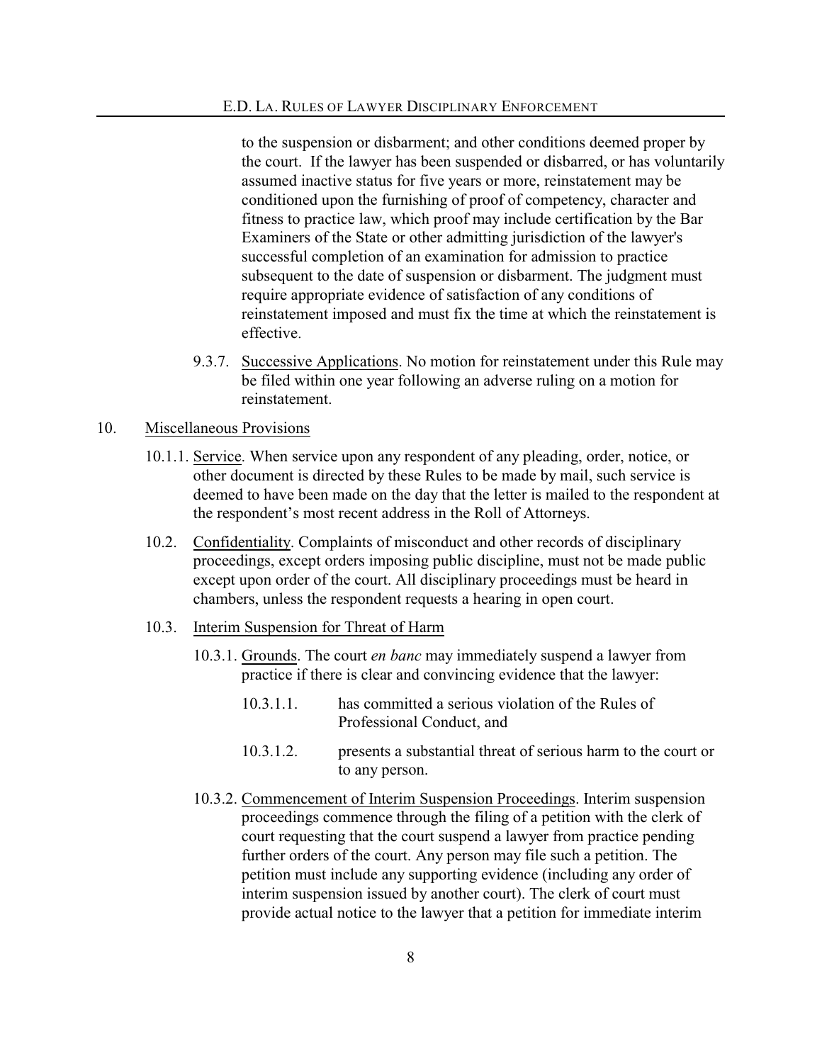to the suspension or disbarment; and other conditions deemed proper by the court. If the lawyer has been suspended or disbarred, or has voluntarily assumed inactive status for five years or more, reinstatement may be conditioned upon the furnishing of proof of competency, character and fitness to practice law, which proof may include certification by the Bar Examiners of the State or other admitting jurisdiction of the lawyer's successful completion of an examination for admission to practice subsequent to the date of suspension or disbarment. The judgment must require appropriate evidence of satisfaction of any conditions of reinstatement imposed and must fix the time at which the reinstatement is effective.

9.3.7. Successive Applications. No motion for reinstatement under this Rule may be filed within one year following an adverse ruling on a motion for reinstatement.

10. Miscellaneous Provisions

10.1.1. Service. When service upon any respondent of any pleading, order, notice, or other document is directed by these Rules to be made by mail, such service is deemed to have been made on the day that the letter is mailed to the respondent at the respondent's most recent address in the Roll of Attorneys.

10.2. Confidentiality. Complaints of misconduct and other records of disciplinary proceedings, except orders imposing public discipline, must not be made public except upon order of the court. All disciplinary proceedings must be heard in chambers, unless the respondent requests a hearing in open court.

10.3. Interim Suspension for Threat of Harm

10.3.1. Grounds. The court *en banc* may immediately suspend a lawyer from practice if there is clear and convincing evidence that the lawyer:

10.3.1.1. has committed a serious violation of the Rules of Professional Conduct, and

10.3.1.2. presents a substantial threat of serious harm to the court or to any person.

10.3.2. Commencement of Interim Suspension Proceedings. Interim suspension proceedings commence through the filing of a petition with the clerk of court requesting that the court suspend a lawyer from practice pending further orders of the court. Any person may file such a petition. The petition must include any supporting evidence (including any order of interim suspension issued by another court). The clerk of court must provide actual notice to the lawyer that a petition for immediate interim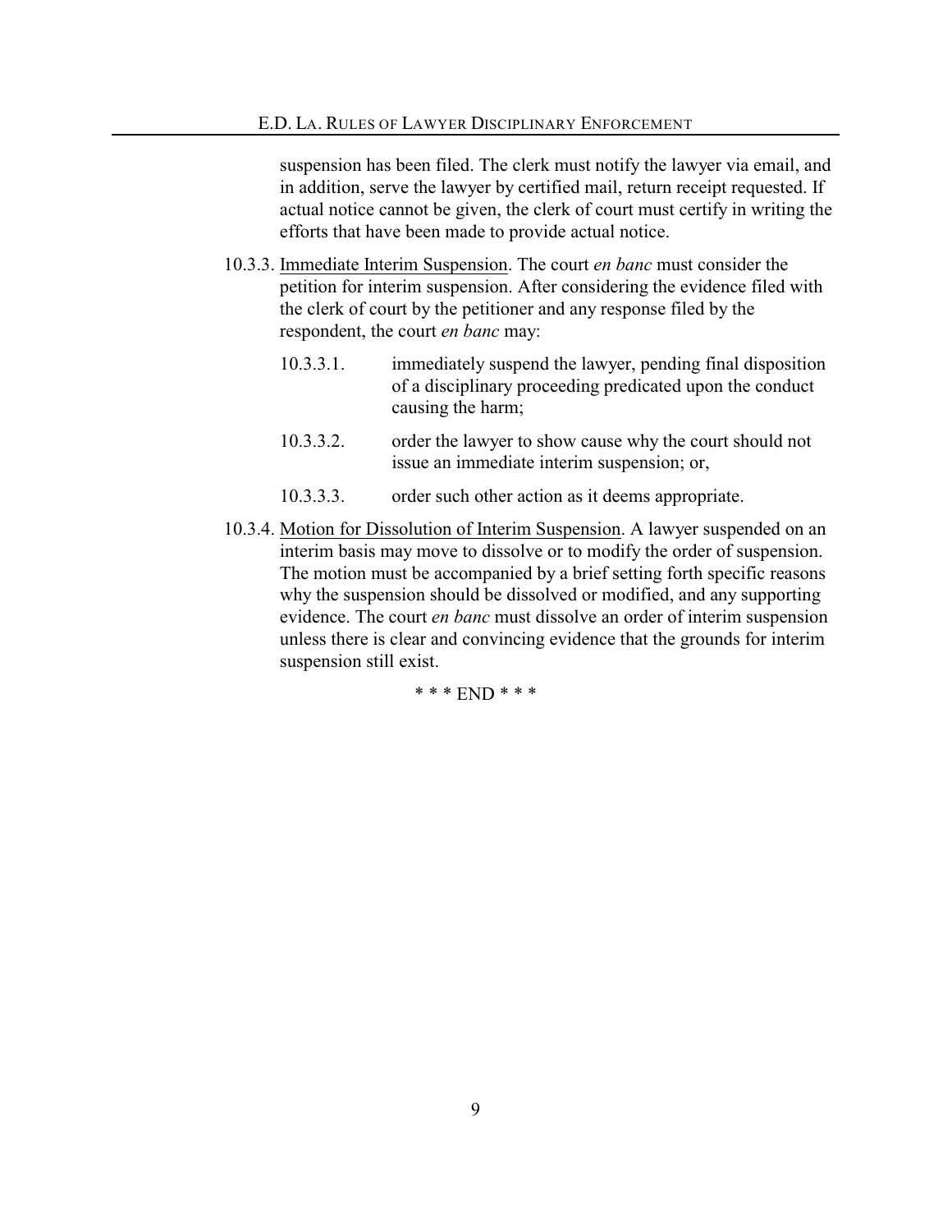suspension has been filed. The clerk must notify the lawyer via email, and in addition, serve the lawyer by certified mail, return receipt requested. If actual notice cannot be given, the clerk of court must certify in writing the efforts that have been made to provide actual notice.

10.3.3. Immediate Interim Suspension. The court *en banc* must consider the petition for interim suspension. After considering the evidence filed with the clerk of court by the petitioner and any response filed by the respondent, the court *en banc* may:

10.3.3.1. immediately suspend the lawyer, pending final disposition of a disciplinary proceeding predicated upon the conduct causing the harm;

10.3.3.2. order the lawyer to show cause why the court should not issue an immediate interim suspension; or,

10.3.3.3. order such other action as it deems appropriate.

10.3.4. Motion for Dissolution of Interim Suspension. A lawyer suspended on an interim basis may move to dissolve or to modify the order of suspension. The motion must be accompanied by a brief setting forth specific reasons why the suspension should be dissolved or modified, and any supporting evidence. The court *en banc* must dissolve an order of interim suspension unless there is clear and convincing evidence that the grounds for interim suspension still exist.

* * * END * * *